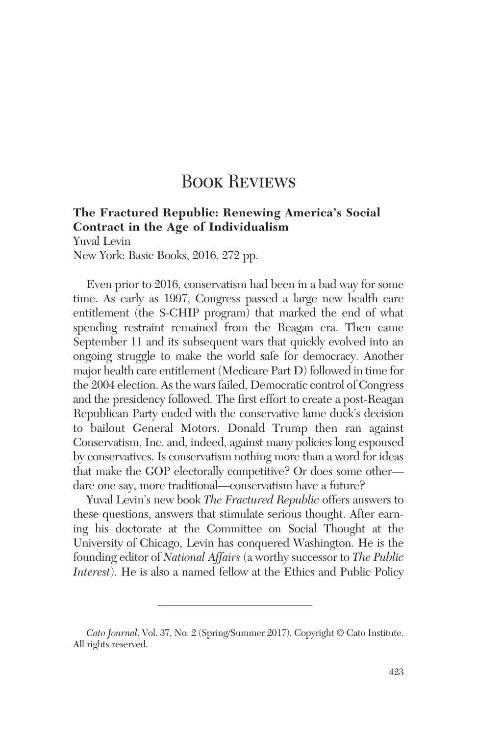# Book Reviews

**The Fractured Republic: Renewing America's Social Contract in the Age of Individualism**
Yuval Levin
New York: Basic Books, 2016, 272 pp.

Even prior to 2016, conservatism had been in a bad way for some time. As early as 1997, Congress passed a large new health care entitlement (the S-CHIP program) that marked the end of what spending restraint remained from the Reagan era. Then came September 11 and its subsequent wars that quickly evolved into an ongoing struggle to make the world safe for democracy. Another major health care entitlement (Medicare Part D) followed in time for the 2004 election. As the wars failed, Democratic control of Congress and the presidency followed. The first effort to create a post-Reagan Republican Party ended with the conservative lame duck's decision to bailout General Motors. Donald Trump then ran against Conservatism, Inc. and, indeed, against many policies long espoused by conservatives. Is conservatism nothing more than a word for ideas that make the GOP electorally competitive? Or does some other—dare one say, more traditional—conservatism have a future?

Yuval Levin's new book *The Fractured Republic* offers answers to these questions, answers that stimulate serious thought. After earning his doctorate at the Committee on Social Thought at the University of Chicago, Levin has conquered Washington. He is the founding editor of *National Affairs* (a worthy successor to *The Public Interest*). He is also a named fellow at the Ethics and Public Policy

---

*Cato Journal*, Vol. 37, No. 2 (Spring/Summer 2017). Copyright © Cato Institute. All rights reserved.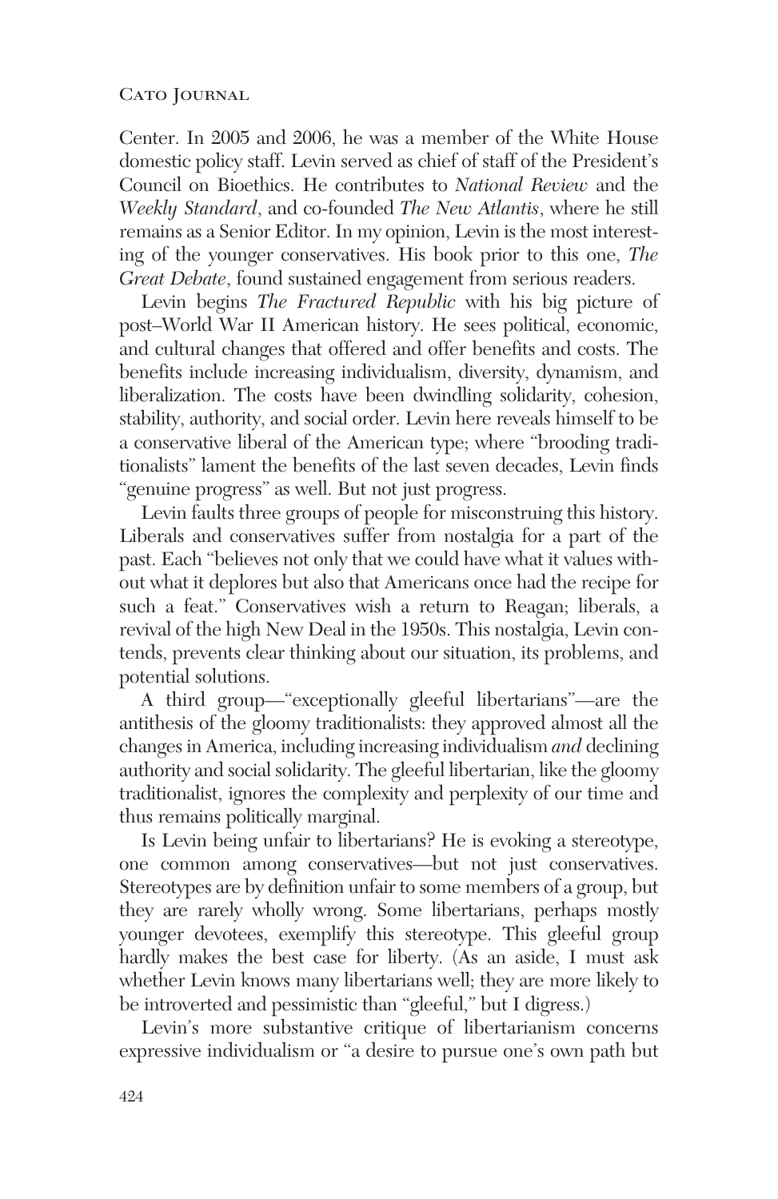Center. In 2005 and 2006, he was a member of the White House domestic policy staff. Levin served as chief of staff of the President's Council on Bioethics. He contributes to *National Review* and the *Weekly Standard*, and co-founded *The New Atlantis*, where he still remains as a Senior Editor. In my opinion, Levin is the most interesting of the younger conservatives. His book prior to this one, *The Great Debate*, found sustained engagement from serious readers.

Levin begins *The Fractured Republic* with his big picture of post–World War II American history. He sees political, economic, and cultural changes that offered and offer benefits and costs. The benefits include increasing individualism, diversity, dynamism, and liberalization. The costs have been dwindling solidarity, cohesion, stability, authority, and social order. Levin here reveals himself to be a conservative liberal of the American type; where "brooding traditionalists" lament the benefits of the last seven decades, Levin finds "genuine progress" as well. But not just progress.

Levin faults three groups of people for misconstruing this history. Liberals and conservatives suffer from nostalgia for a part of the past. Each "believes not only that we could have what it values without what it deplores but also that Americans once had the recipe for such a feat." Conservatives wish a return to Reagan; liberals, a revival of the high New Deal in the 1950s. This nostalgia, Levin contends, prevents clear thinking about our situation, its problems, and potential solutions.

A third group—"exceptionally gleeful libertarians"—are the antithesis of the gloomy traditionalists: they approved almost all the changes in America, including increasing individualism *and* declining authority and social solidarity. The gleeful libertarian, like the gloomy traditionalist, ignores the complexity and perplexity of our time and thus remains politically marginal.

Is Levin being unfair to libertarians? He is evoking a stereotype, one common among conservatives—but not just conservatives. Stereotypes are by definition unfair to some members of a group, but they are rarely wholly wrong. Some libertarians, perhaps mostly younger devotees, exemplify this stereotype. This gleeful group hardly makes the best case for liberty. (As an aside, I must ask whether Levin knows many libertarians well; they are more likely to be introverted and pessimistic than "gleeful," but I digress.)

Levin's more substantive critique of libertarianism concerns expressive individualism or "a desire to pursue one's own path but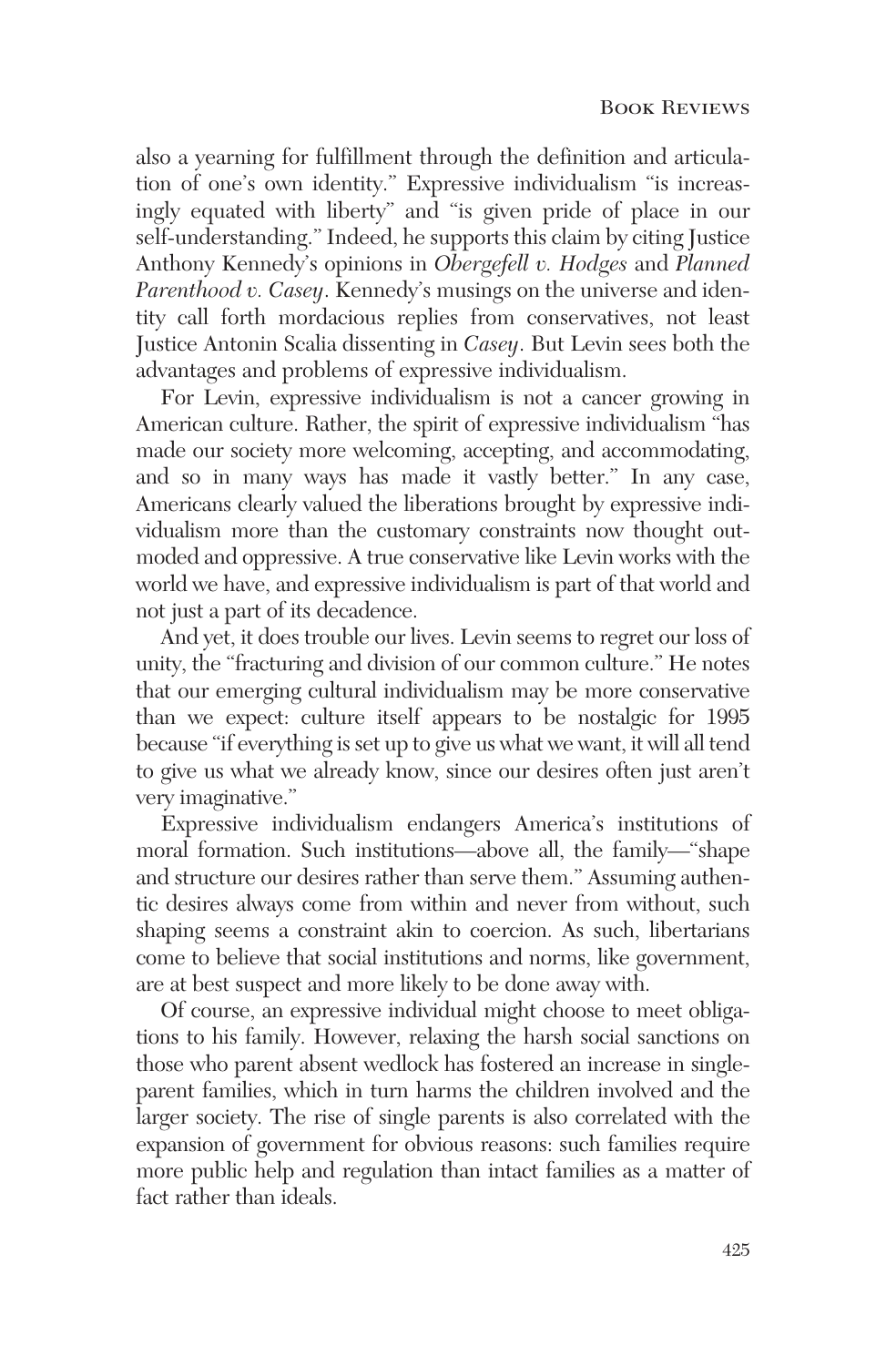also a yearning for fulfillment through the definition and articulation of one's own identity." Expressive individualism "is increasingly equated with liberty" and "is given pride of place in our self-understanding." Indeed, he supports this claim by citing Justice Anthony Kennedy's opinions in *Obergefell v. Hodges* and *Planned Parenthood v. Casey*. Kennedy's musings on the universe and identity call forth mordacious replies from conservatives, not least Justice Antonin Scalia dissenting in *Casey*. But Levin sees both the advantages and problems of expressive individualism.

For Levin, expressive individualism is not a cancer growing in American culture. Rather, the spirit of expressive individualism "has made our society more welcoming, accepting, and accommodating, and so in many ways has made it vastly better." In any case, Americans clearly valued the liberations brought by expressive individualism more than the customary constraints now thought outmoded and oppressive. A true conservative like Levin works with the world we have, and expressive individualism is part of that world and not just a part of its decadence.

And yet, it does trouble our lives. Levin seems to regret our loss of unity, the "fracturing and division of our common culture." He notes that our emerging cultural individualism may be more conservative than we expect: culture itself appears to be nostalgic for 1995 because "if everything is set up to give us what we want, it will all tend to give us what we already know, since our desires often just aren't very imaginative."

Expressive individualism endangers America's institutions of moral formation. Such institutions—above all, the family—"shape and structure our desires rather than serve them." Assuming authentic desires always come from within and never from without, such shaping seems a constraint akin to coercion. As such, libertarians come to believe that social institutions and norms, like government, are at best suspect and more likely to be done away with.

Of course, an expressive individual might choose to meet obligations to his family. However, relaxing the harsh social sanctions on those who parent absent wedlock has fostered an increase in single-parent families, which in turn harms the children involved and the larger society. The rise of single parents is also correlated with the expansion of government for obvious reasons: such families require more public help and regulation than intact families as a matter of fact rather than ideals.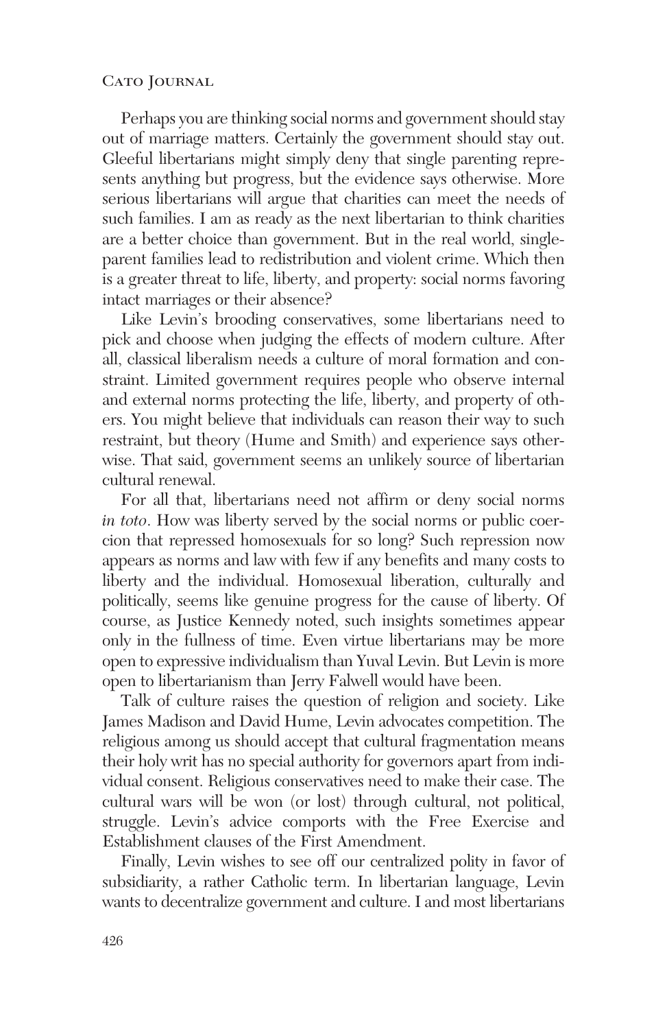Perhaps you are thinking social norms and government should stay out of marriage matters. Certainly the government should stay out. Gleeful libertarians might simply deny that single parenting represents anything but progress, but the evidence says otherwise. More serious libertarians will argue that charities can meet the needs of such families. I am as ready as the next libertarian to think charities are a better choice than government. But in the real world, single-parent families lead to redistribution and violent crime. Which then is a greater threat to life, liberty, and property: social norms favoring intact marriages or their absence?

Like Levin's brooding conservatives, some libertarians need to pick and choose when judging the effects of modern culture. After all, classical liberalism needs a culture of moral formation and constraint. Limited government requires people who observe internal and external norms protecting the life, liberty, and property of others. You might believe that individuals can reason their way to such restraint, but theory (Hume and Smith) and experience says otherwise. That said, government seems an unlikely source of libertarian cultural renewal.

For all that, libertarians need not affirm or deny social norms *in toto*. How was liberty served by the social norms or public coercion that repressed homosexuals for so long? Such repression now appears as norms and law with few if any benefits and many costs to liberty and the individual. Homosexual liberation, culturally and politically, seems like genuine progress for the cause of liberty. Of course, as Justice Kennedy noted, such insights sometimes appear only in the fullness of time. Even virtue libertarians may be more open to expressive individualism than Yuval Levin. But Levin is more open to libertarianism than Jerry Falwell would have been.

Talk of culture raises the question of religion and society. Like James Madison and David Hume, Levin advocates competition. The religious among us should accept that cultural fragmentation means their holy writ has no special authority for governors apart from individual consent. Religious conservatives need to make their case. The cultural wars will be won (or lost) through cultural, not political, struggle. Levin's advice comports with the Free Exercise and Establishment clauses of the First Amendment.

Finally, Levin wishes to see off our centralized polity in favor of subsidiarity, a rather Catholic term. In libertarian language, Levin wants to decentralize government and culture. I and most libertarians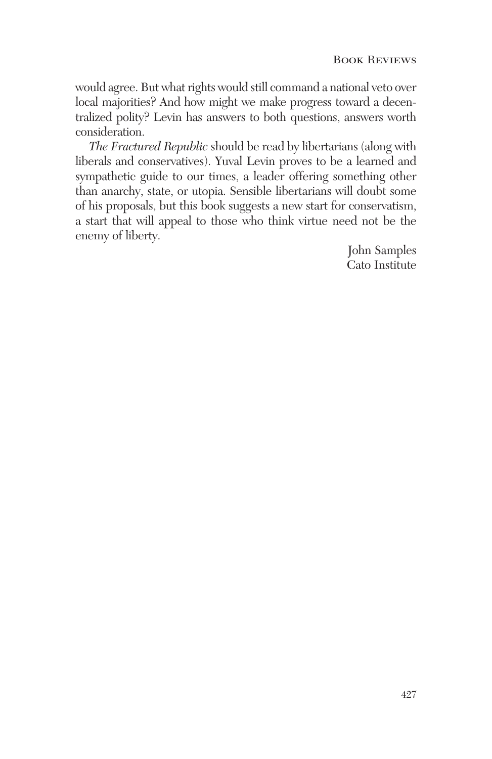would agree. But what rights would still command a national veto over local majorities? And how might we make progress toward a decentralized polity? Levin has answers to both questions, answers worth consideration.

*The Fractured Republic* should be read by libertarians (along with liberals and conservatives). Yuval Levin proves to be a learned and sympathetic guide to our times, a leader offering something other than anarchy, state, or utopia. Sensible libertarians will doubt some of his proposals, but this book suggests a new start for conservatism, a start that will appeal to those who think virtue need not be the enemy of liberty.

John Samples
Cato Institute